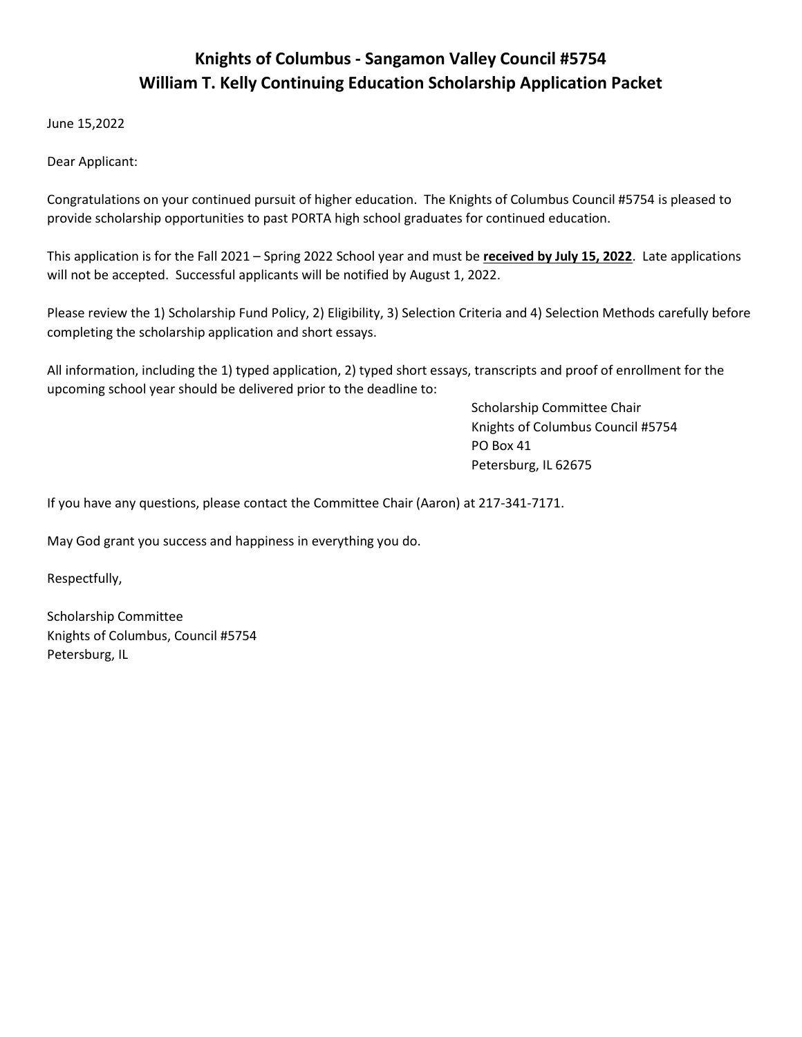# Knights of Columbus - Sangamon Valley Council #5754
# William T. Kelly Continuing Education Scholarship Application Packet

June 15,2022

Dear Applicant:

Congratulations on your continued pursuit of higher education. The Knights of Columbus Council #5754 is pleased to provide scholarship opportunities to past PORTA high school graduates for continued education.

This application is for the Fall 2021 – Spring 2022 School year and must be **received by July 15, 2022**. Late applications will not be accepted. Successful applicants will be notified by August 1, 2022.

Please review the 1) Scholarship Fund Policy, 2) Eligibility, 3) Selection Criteria and 4) Selection Methods carefully before completing the scholarship application and short essays.

All information, including the 1) typed application, 2) typed short essays, transcripts and proof of enrollment for the upcoming school year should be delivered prior to the deadline to:

Scholarship Committee Chair
Knights of Columbus Council #5754
PO Box 41
Petersburg, IL 62675

If you have any questions, please contact the Committee Chair (Aaron) at 217-341-7171.

May God grant you success and happiness in everything you do.

Respectfully,

Scholarship Committee
Knights of Columbus, Council #5754
Petersburg, IL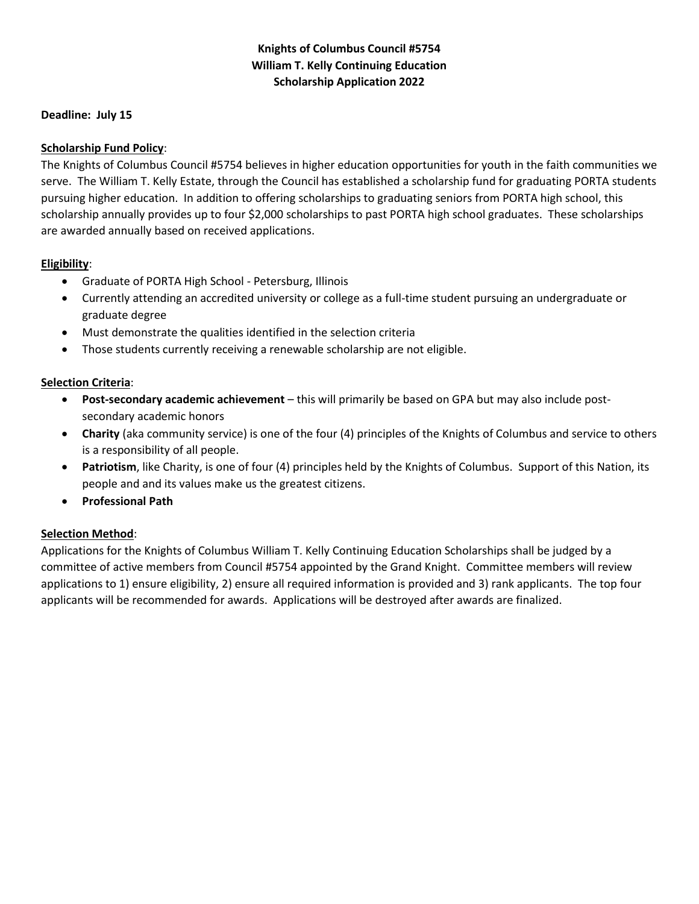**Knights of Columbus Council #5754**
**William T. Kelly Continuing Education**
**Scholarship Application 2022**

**Deadline: July 15**

**<u>Scholarship Fund Policy</u>**:

The Knights of Columbus Council #5754 believes in higher education opportunities for youth in the faith communities we serve. The William T. Kelly Estate, through the Council has established a scholarship fund for graduating PORTA students pursuing higher education. In addition to offering scholarships to graduating seniors from PORTA high school, this scholarship annually provides up to four $2,000 scholarships to past PORTA high school graduates. These scholarships are awarded annually based on received applications.

**<u>Eligibility</u>**:

- Graduate of PORTA High School - Petersburg, Illinois
- Currently attending an accredited university or college as a full-time student pursuing an undergraduate or graduate degree
- Must demonstrate the qualities identified in the selection criteria
- Those students currently receiving a renewable scholarship are not eligible.

**<u>Selection Criteria</u>**:

- **Post-secondary academic achievement** – this will primarily be based on GPA but may also include post-secondary academic honors
- **Charity** (aka community service) is one of the four (4) principles of the Knights of Columbus and service to others is a responsibility of all people.
- **Patriotism**, like Charity, is one of four (4) principles held by the Knights of Columbus. Support of this Nation, its people and and its values make us the greatest citizens.
- **Professional Path**

**<u>Selection Method</u>**:

Applications for the Knights of Columbus William T. Kelly Continuing Education Scholarships shall be judged by a committee of active members from Council #5754 appointed by the Grand Knight. Committee members will review applications to 1) ensure eligibility, 2) ensure all required information is provided and 3) rank applicants. The top four applicants will be recommended for awards. Applications will be destroyed after awards are finalized.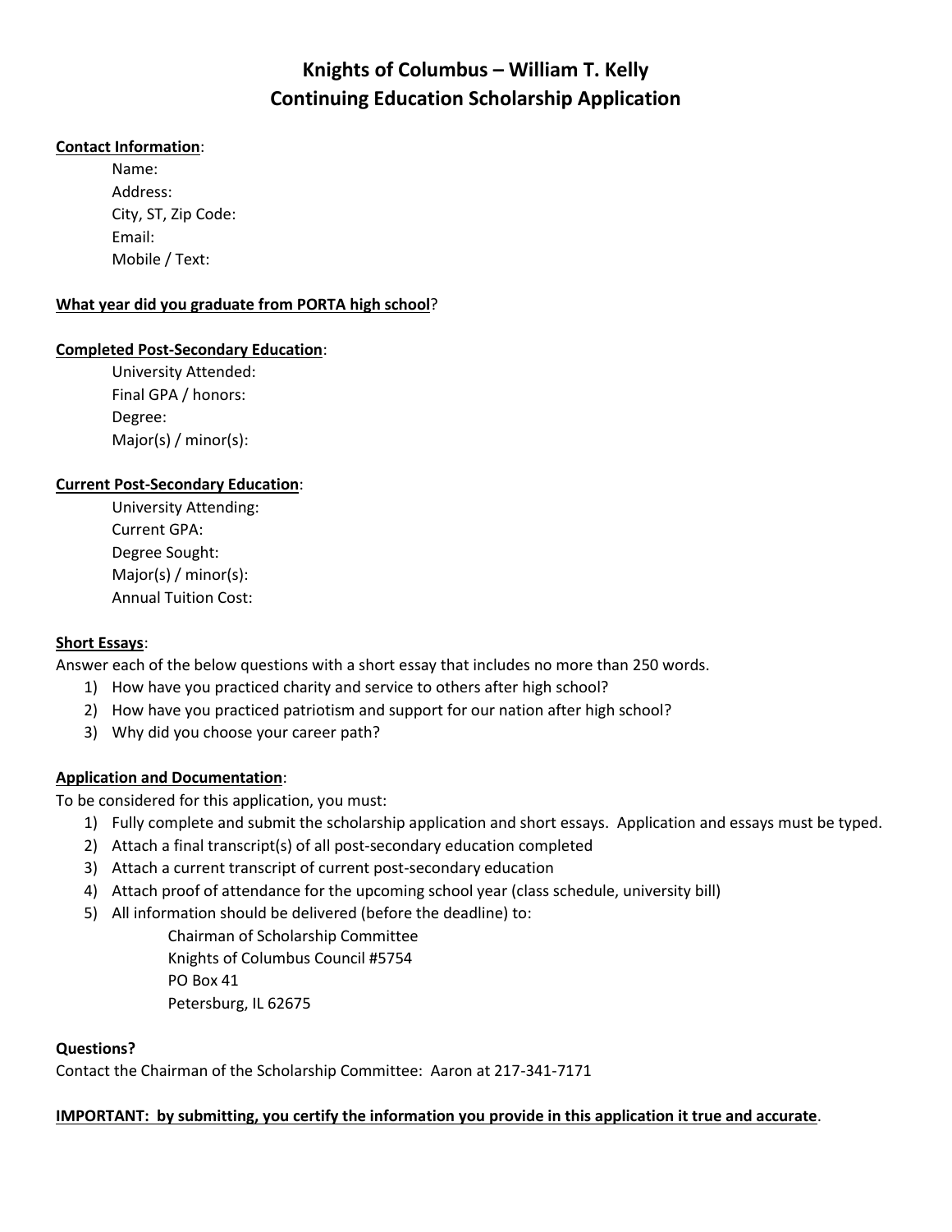# Knights of Columbus – William T. Kelly
# Continuing Education Scholarship Application

**<u>Contact Information</u>**:

Name:
Address:
City, ST, Zip Code:
Email:
Mobile / Text:

**<u>What year did you graduate from PORTA high school</u>**?

**<u>Completed Post-Secondary Education</u>**:

University Attended:
Final GPA / honors:
Degree:
Major(s) / minor(s):

**<u>Current Post-Secondary Education</u>**:

University Attending:
Current GPA:
Degree Sought:
Major(s) / minor(s):
Annual Tuition Cost:

**<u>Short Essays</u>**:

Answer each of the below questions with a short essay that includes no more than 250 words.

1) How have you practiced charity and service to others after high school?
2) How have you practiced patriotism and support for our nation after high school?
3) Why did you choose your career path?

**<u>Application and Documentation</u>**:

To be considered for this application, you must:

1) Fully complete and submit the scholarship application and short essays. Application and essays must be typed.
2) Attach a final transcript(s) of all post-secondary education completed
3) Attach a current transcript of current post-secondary education
4) Attach proof of attendance for the upcoming school year (class schedule, university bill)
5) All information should be delivered (before the deadline) to:

   Chairman of Scholarship Committee
   Knights of Columbus Council #5754
   PO Box 41
   Petersburg, IL 62675

**Questions?**

Contact the Chairman of the Scholarship Committee: Aaron at 217-341-7171

**<u>IMPORTANT: by submitting, you certify the information you provide in this application it true and accurate</u>**.